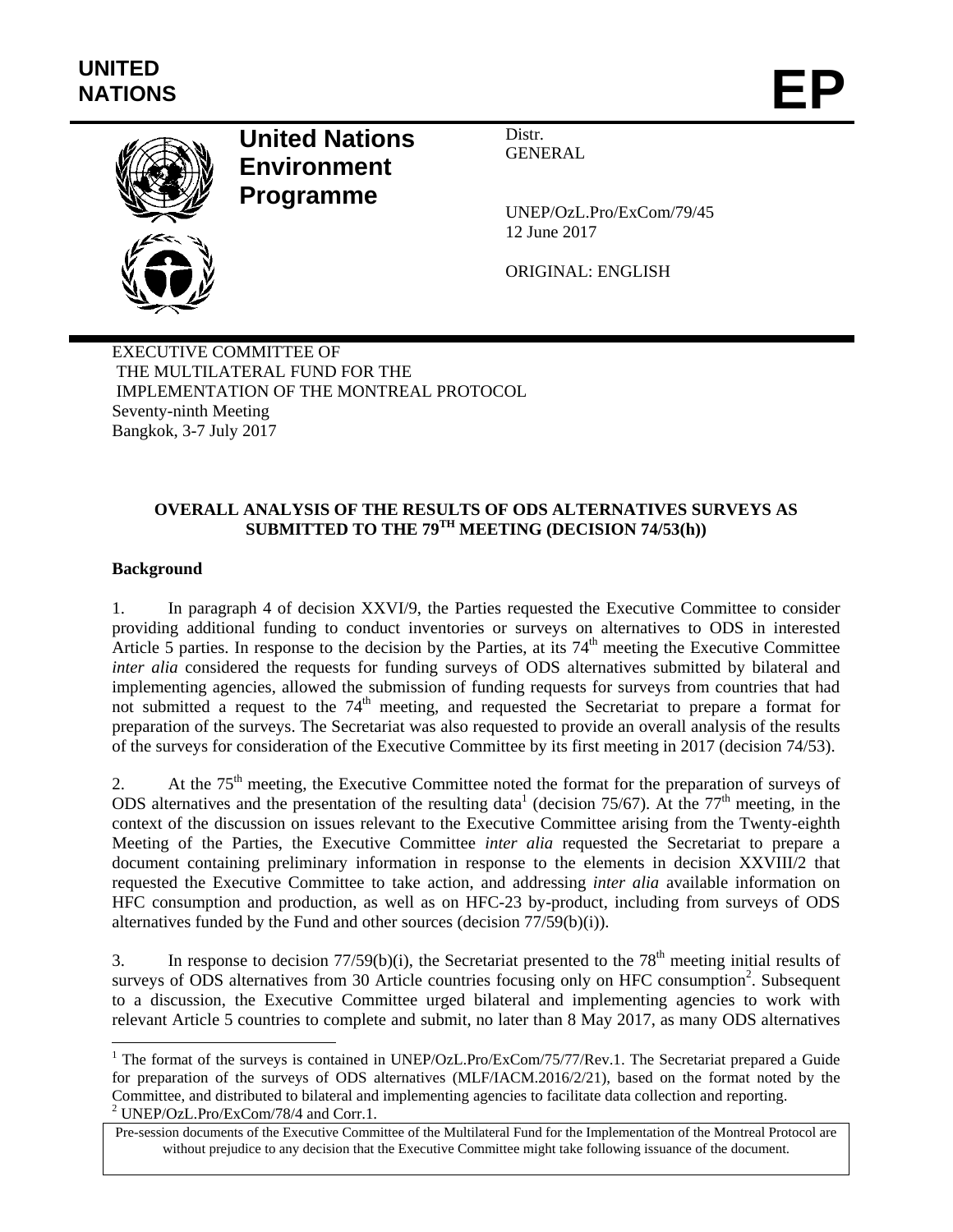UNITED NATIONS

# EP

**United Nations Environment Programme**

Distr.
GENERAL

UNEP/OzL.Pro/ExCom/79/45
12 June 2017

ORIGINAL: ENGLISH

EXECUTIVE COMMITTEE OF
THE MULTILATERAL FUND FOR THE
IMPLEMENTATION OF THE MONTREAL PROTOCOL
Seventy-ninth Meeting
Bangkok, 3-7 July 2017

## OVERALL ANALYSIS OF THE RESULTS OF ODS ALTERNATIVES SURVEYS AS SUBMITTED TO THE 79TH MEETING (DECISION 74/53(h))

### Background

1. In paragraph 4 of decision XXVI/9, the Parties requested the Executive Committee to consider providing additional funding to conduct inventories or surveys on alternatives to ODS in interested Article 5 parties. In response to the decision by the Parties, at its 74th meeting the Executive Committee *inter alia* considered the requests for funding surveys of ODS alternatives submitted by bilateral and implementing agencies, allowed the submission of funding requests for surveys from countries that had not submitted a request to the 74th meeting, and requested the Secretariat to prepare a format for preparation of the surveys. The Secretariat was also requested to provide an overall analysis of the results of the surveys for consideration of the Executive Committee by its first meeting in 2017 (decision 74/53).

2. At the 75th meeting, the Executive Committee noted the format for the preparation of surveys of ODS alternatives and the presentation of the resulting data[1] (decision 75/67). At the 77th meeting, in the context of the discussion on issues relevant to the Executive Committee arising from the Twenty-eighth Meeting of the Parties, the Executive Committee *inter alia* requested the Secretariat to prepare a document containing preliminary information in response to the elements in decision XXVIII/2 that requested the Executive Committee to take action, and addressing *inter alia* available information on HFC consumption and production, as well as on HFC-23 by-product, including from surveys of ODS alternatives funded by the Fund and other sources (decision 77/59(b)(i)).

3. In response to decision 77/59(b)(i), the Secretariat presented to the 78th meeting initial results of surveys of ODS alternatives from 30 Article countries focusing only on HFC consumption[2]. Subsequent to a discussion, the Executive Committee urged bilateral and implementing agencies to work with relevant Article 5 countries to complete and submit, no later than 8 May 2017, as many ODS alternatives

[1] The format of the surveys is contained in UNEP/OzL.Pro/ExCom/75/77/Rev.1. The Secretariat prepared a Guide for preparation of the surveys of ODS alternatives (MLF/IACM.2016/2/21), based on the format noted by the Committee, and distributed to bilateral and implementing agencies to facilitate data collection and reporting.
[2] UNEP/OzL.Pro/ExCom/78/4 and Corr.1.

Pre-session documents of the Executive Committee of the Multilateral Fund for the Implementation of the Montreal Protocol are without prejudice to any decision that the Executive Committee might take following issuance of the document.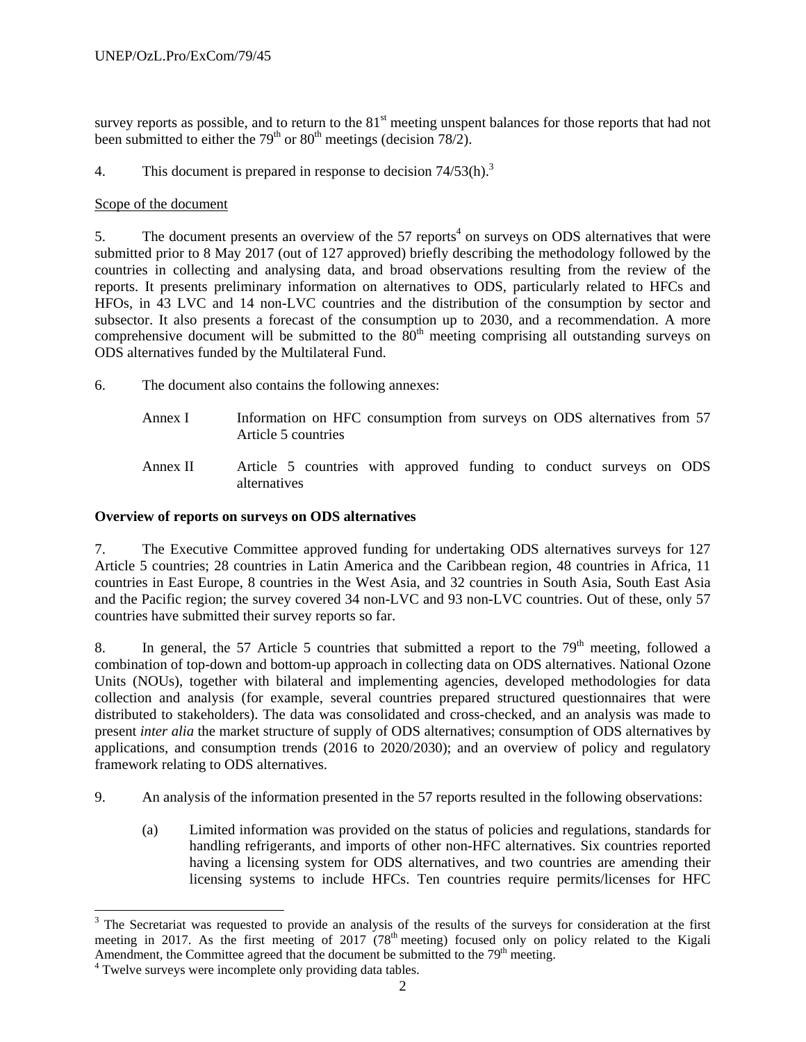survey reports as possible, and to return to the 81st meeting unspent balances for those reports that had not been submitted to either the 79th or 80th meetings (decision 78/2).

4. This document is prepared in response to decision 74/53(h).[3]

Scope of the document

5. The document presents an overview of the 57 reports[4] on surveys on ODS alternatives that were submitted prior to 8 May 2017 (out of 127 approved) briefly describing the methodology followed by the countries in collecting and analysing data, and broad observations resulting from the review of the reports. It presents preliminary information on alternatives to ODS, particularly related to HFCs and HFOs, in 43 LVC and 14 non-LVC countries and the distribution of the consumption by sector and subsector. It also presents a forecast of the consumption up to 2030, and a recommendation. A more comprehensive document will be submitted to the 80th meeting comprising all outstanding surveys on ODS alternatives funded by the Multilateral Fund.

6. The document also contains the following annexes:

| | |
|---|---|
| Annex I | Information on HFC consumption from surveys on ODS alternatives from 57 Article 5 countries |
| Annex II | Article 5 countries with approved funding to conduct surveys on ODS alternatives |

**Overview of reports on surveys on ODS alternatives**

7. The Executive Committee approved funding for undertaking ODS alternatives surveys for 127 Article 5 countries; 28 countries in Latin America and the Caribbean region, 48 countries in Africa, 11 countries in East Europe, 8 countries in the West Asia, and 32 countries in South Asia, South East Asia and the Pacific region; the survey covered 34 non-LVC and 93 non-LVC countries. Out of these, only 57 countries have submitted their survey reports so far.

8. In general, the 57 Article 5 countries that submitted a report to the 79th meeting, followed a combination of top-down and bottom-up approach in collecting data on ODS alternatives. National Ozone Units (NOUs), together with bilateral and implementing agencies, developed methodologies for data collection and analysis (for example, several countries prepared structured questionnaires that were distributed to stakeholders). The data was consolidated and cross-checked, and an analysis was made to present *inter alia* the market structure of supply of ODS alternatives; consumption of ODS alternatives by applications, and consumption trends (2016 to 2020/2030); and an overview of policy and regulatory framework relating to ODS alternatives.

9. An analysis of the information presented in the 57 reports resulted in the following observations:

(a) Limited information was provided on the status of policies and regulations, standards for handling refrigerants, and imports of other non-HFC alternatives. Six countries reported having a licensing system for ODS alternatives, and two countries are amending their licensing systems to include HFCs. Ten countries require permits/licenses for HFC

---

[3] The Secretariat was requested to provide an analysis of the results of the surveys for consideration at the first meeting in 2017. As the first meeting of 2017 (78th meeting) focused only on policy related to the Kigali Amendment, the Committee agreed that the document be submitted to the 79th meeting.

[4] Twelve surveys were incomplete only providing data tables.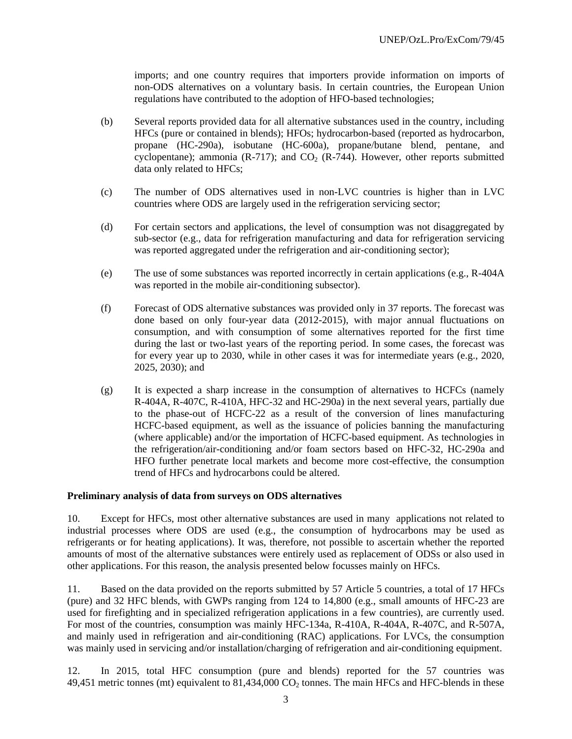imports; and one country requires that importers provide information on imports of non-ODS alternatives on a voluntary basis. In certain countries, the European Union regulations have contributed to the adoption of HFO-based technologies;

(b) Several reports provided data for all alternative substances used in the country, including HFCs (pure or contained in blends); HFOs; hydrocarbon-based (reported as hydrocarbon, propane (HC-290a), isobutane (HC-600a), propane/butane blend, pentane, and cyclopentane); ammonia (R-717); and $CO_2$ (R-744). However, other reports submitted data only related to HFCs;

(c) The number of ODS alternatives used in non-LVC countries is higher than in LVC countries where ODS are largely used in the refrigeration servicing sector;

(d) For certain sectors and applications, the level of consumption was not disaggregated by sub-sector (e.g., data for refrigeration manufacturing and data for refrigeration servicing was reported aggregated under the refrigeration and air-conditioning sector);

(e) The use of some substances was reported incorrectly in certain applications (e.g., R-404A was reported in the mobile air-conditioning subsector).

(f) Forecast of ODS alternative substances was provided only in 37 reports. The forecast was done based on only four-year data (2012-2015), with major annual fluctuations on consumption, and with consumption of some alternatives reported for the first time during the last or two-last years of the reporting period. In some cases, the forecast was for every year up to 2030, while in other cases it was for intermediate years (e.g., 2020, 2025, 2030); and

(g) It is expected a sharp increase in the consumption of alternatives to HCFCs (namely R-404A, R-407C, R-410A, HFC-32 and HC-290a) in the next several years, partially due to the phase-out of HCFC-22 as a result of the conversion of lines manufacturing HCFC-based equipment, as well as the issuance of policies banning the manufacturing (where applicable) and/or the importation of HCFC-based equipment. As technologies in the refrigeration/air-conditioning and/or foam sectors based on HFC-32, HC-290a and HFO further penetrate local markets and become more cost-effective, the consumption trend of HFCs and hydrocarbons could be altered.

**Preliminary analysis of data from surveys on ODS alternatives**

10. Except for HFCs, most other alternative substances are used in many applications not related to industrial processes where ODS are used (e.g., the consumption of hydrocarbons may be used as refrigerants or for heating applications). It was, therefore, not possible to ascertain whether the reported amounts of most of the alternative substances were entirely used as replacement of ODSs or also used in other applications. For this reason, the analysis presented below focusses mainly on HFCs.

11. Based on the data provided on the reports submitted by 57 Article 5 countries, a total of 17 HFCs (pure) and 32 HFC blends, with GWPs ranging from 124 to 14,800 (e.g., small amounts of HFC-23 are used for firefighting and in specialized refrigeration applications in a few countries), are currently used. For most of the countries, consumption was mainly HFC-134a, R-410A, R-404A, R-407C, and R-507A, and mainly used in refrigeration and air-conditioning (RAC) applications. For LVCs, the consumption was mainly used in servicing and/or installation/charging of refrigeration and air-conditioning equipment.

12. In 2015, total HFC consumption (pure and blends) reported for the 57 countries was 49,451 metric tonnes (mt) equivalent to 81,434,000 $CO_2$ tonnes. The main HFCs and HFC-blends in these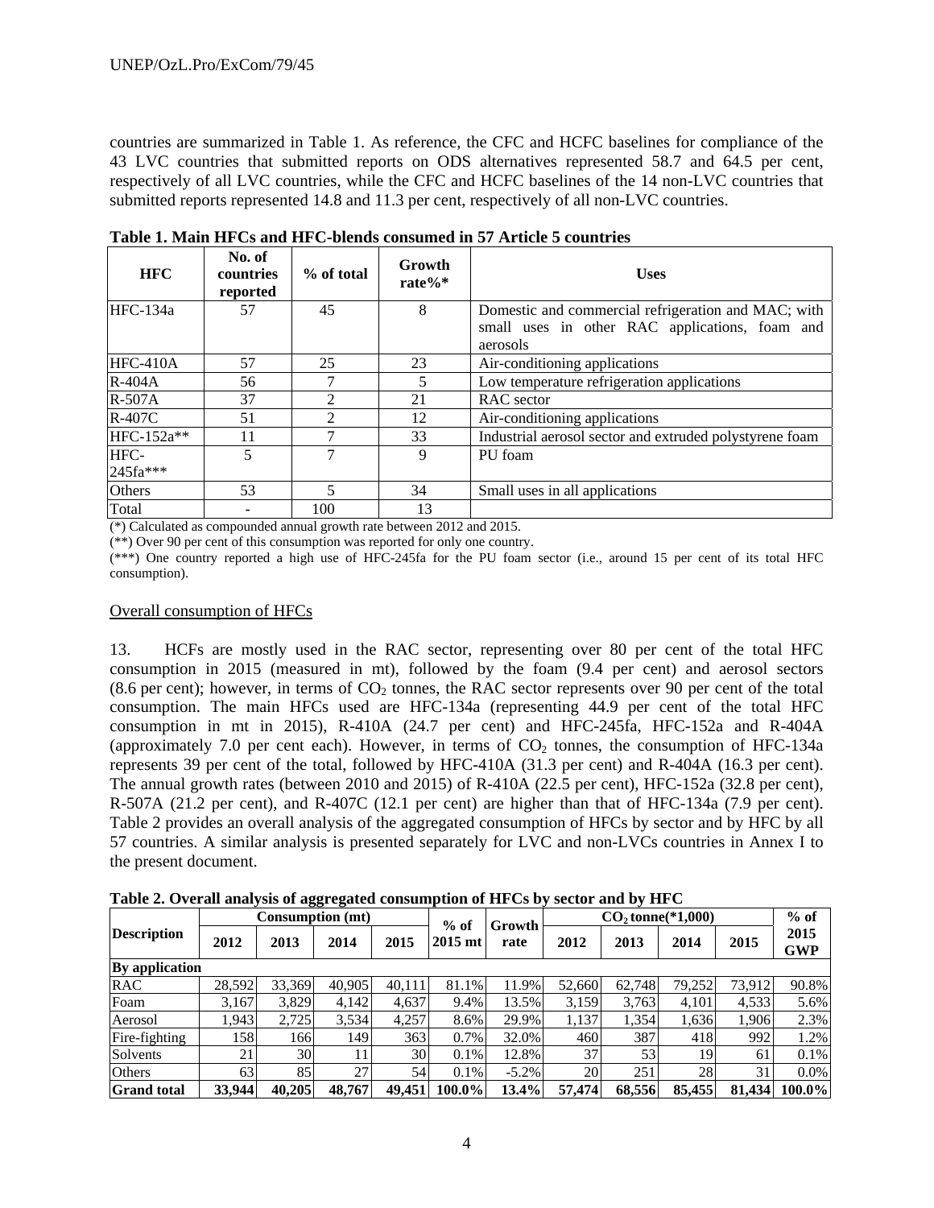countries are summarized in Table 1. As reference, the CFC and HCFC baselines for compliance of the 43 LVC countries that submitted reports on ODS alternatives represented 58.7 and 64.5 per cent, respectively of all LVC countries, while the CFC and HCFC baselines of the 14 non-LVC countries that submitted reports represented 14.8 and 11.3 per cent, respectively of all non-LVC countries.

**Table 1. Main HFCs and HFC-blends consumed in 57 Article 5 countries**

| HFC | No. of countries reported | % of total | Growth rate%* | Uses |
|---|---|---|---|---|
| HFC-134a | 57 | 45 | 8 | Domestic and commercial refrigeration and MAC; with small uses in other RAC applications, foam and aerosols |
| HFC-410A | 57 | 25 | 23 | Air-conditioning applications |
| R-404A | 56 | 7 | 5 | Low temperature refrigeration applications |
| R-507A | 37 | 2 | 21 | RAC sector |
| R-407C | 51 | 2 | 12 | Air-conditioning applications |
| HFC-152a** | 11 | 7 | 33 | Industrial aerosol sector and extruded polystyrene foam |
| HFC-245fa*** | 5 | 7 | 9 | PU foam |
| Others | 53 | 5 | 34 | Small uses in all applications |
| Total | - | 100 | 13 | |

(*) Calculated as compounded annual growth rate between 2012 and 2015.
(**) Over 90 per cent of this consumption was reported for only one country.
(***) One country reported a high use of HFC-245fa for the PU foam sector (i.e., around 15 per cent of its total HFC consumption).

Overall consumption of HFCs

13. HCFs are mostly used in the RAC sector, representing over 80 per cent of the total HFC consumption in 2015 (measured in mt), followed by the foam (9.4 per cent) and aerosol sectors (8.6 per cent); however, in terms of $CO_2$ tonnes, the RAC sector represents over 90 per cent of the total consumption. The main HFCs used are HFC-134a (representing 44.9 per cent of the total HFC consumption in mt in 2015), R-410A (24.7 per cent) and HFC-245fa, HFC-152a and R-404A (approximately 7.0 per cent each). However, in terms of $CO_2$ tonnes, the consumption of HFC-134a represents 39 per cent of the total, followed by HFC-410A (31.3 per cent) and R-404A (16.3 per cent). The annual growth rates (between 2010 and 2015) of R-410A (22.5 per cent), HFC-152a (32.8 per cent), R-507A (21.2 per cent), and R-407C (12.1 per cent) are higher than that of HFC-134a (7.9 per cent). Table 2 provides an overall analysis of the aggregated consumption of HFCs by sector and by HFC by all 57 countries. A similar analysis is presented separately for LVC and non-LVCs countries in Annex I to the present document.

**Table 2. Overall analysis of aggregated consumption of HFCs by sector and by HFC**

| Description | Consumption (mt) | | | | % of 2015 mt | Growth rate | $CO_2$ tonne(*1,000) | | | | % of 2015 GWP |
|---|---|---|---|---|---|---|---|---|---|---|---|
| | 2012 | 2013 | 2014 | 2015 | | | 2012 | 2013 | 2014 | 2015 | |
| **By application** | | | | | | | | | | | |
| RAC | 28,592 | 33,369 | 40,905 | 40,111 | 81.1% | 11.9% | 52,660 | 62,748 | 79,252 | 73,912 | 90.8% |
| Foam | 3,167 | 3,829 | 4,142 | 4,637 | 9.4% | 13.5% | 3,159 | 3,763 | 4,101 | 4,533 | 5.6% |
| Aerosol | 1,943 | 2,725 | 3,534 | 4,257 | 8.6% | 29.9% | 1,137 | 1,354 | 1,636 | 1,906 | 2.3% |
| Fire-fighting | 158 | 166 | 149 | 363 | 0.7% | 32.0% | 460 | 387 | 418 | 992 | 1.2% |
| Solvents | 21 | 30 | 11 | 30 | 0.1% | 12.8% | 37 | 53 | 19 | 61 | 0.1% |
| Others | 63 | 85 | 27 | 54 | 0.1% | -5.2% | 20 | 251 | 28 | 31 | 0.0% |
| **Grand total** | **33,944** | **40,205** | **48,767** | **49,451** | **100.0%** | **13.4%** | **57,474** | **68,556** | **85,455** | **81,434** | **100.0%** |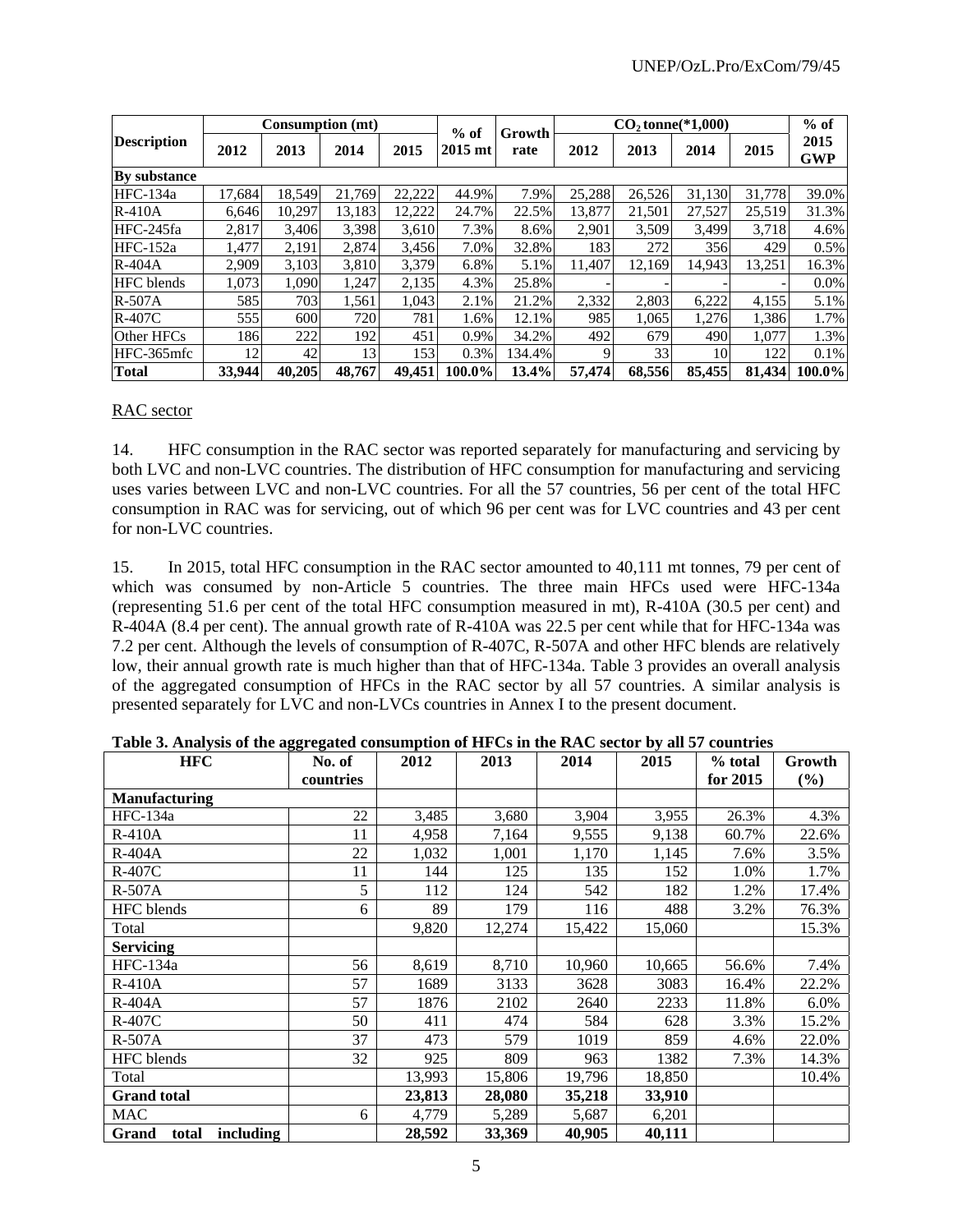| Description | Consumption (mt) | | | | % of 2015 mt | Growth rate | $CO_2$ tonne(*1,000) | | | | % of 2015 GWP |
|---|---|---|---|---|---|---|---|---|---|---|---|
| | 2012 | 2013 | 2014 | 2015 | | | 2012 | 2013 | 2014 | 2015 | |
| **By substance** | | | | | | | | | | | |
| HFC-134a | 17,684 | 18,549 | 21,769 | 22,222 | 44.9% | 7.9% | 25,288 | 26,526 | 31,130 | 31,778 | 39.0% |
| R-410A | 6,646 | 10,297 | 13,183 | 12,222 | 24.7% | 22.5% | 13,877 | 21,501 | 27,527 | 25,519 | 31.3% |
| HFC-245fa | 2,817 | 3,406 | 3,398 | 3,610 | 7.3% | 8.6% | 2,901 | 3,509 | 3,499 | 3,718 | 4.6% |
| HFC-152a | 1,477 | 2,191 | 2,874 | 3,456 | 7.0% | 32.8% | 183 | 272 | 356 | 429 | 0.5% |
| R-404A | 2,909 | 3,103 | 3,810 | 3,379 | 6.8% | 5.1% | 11,407 | 12,169 | 14,943 | 13,251 | 16.3% |
| HFC blends | 1,073 | 1,090 | 1,247 | 2,135 | 4.3% | 25.8% | - | - | - | - | 0.0% |
| R-507A | 585 | 703 | 1,561 | 1,043 | 2.1% | 21.2% | 2,332 | 2,803 | 6,222 | 4,155 | 5.1% |
| R-407C | 555 | 600 | 720 | 781 | 1.6% | 12.1% | 985 | 1,065 | 1,276 | 1,386 | 1.7% |
| Other HFCs | 186 | 222 | 192 | 451 | 0.9% | 34.2% | 492 | 679 | 490 | 1,077 | 1.3% |
| HFC-365mfc | 12 | 42 | 13 | 153 | 0.3% | 134.4% | 9 | 33 | 10 | 122 | 0.1% |
| **Total** | **33,944** | **40,205** | **48,767** | **49,451** | **100.0%** | **13.4%** | **57,474** | **68,556** | **85,455** | **81,434** | **100.0%** |

RAC sector

14. HFC consumption in the RAC sector was reported separately for manufacturing and servicing by both LVC and non-LVC countries. The distribution of HFC consumption for manufacturing and servicing uses varies between LVC and non-LVC countries. For all the 57 countries, 56 per cent of the total HFC consumption in RAC was for servicing, out of which 96 per cent was for LVC countries and 43 per cent for non-LVC countries.

15. In 2015, total HFC consumption in the RAC sector amounted to 40,111 mt tonnes, 79 per cent of which was consumed by non-Article 5 countries. The three main HFCs used were HFC-134a (representing 51.6 per cent of the total HFC consumption measured in mt), R-410A (30.5 per cent) and R-404A (8.4 per cent). The annual growth rate of R-410A was 22.5 per cent while that for HFC-134a was 7.2 per cent. Although the levels of consumption of R-407C, R-507A and other HFC blends are relatively low, their annual growth rate is much higher than that of HFC-134a. Table 3 provides an overall analysis of the aggregated consumption of HFCs in the RAC sector by all 57 countries. A similar analysis is presented separately for LVC and non-LVCs countries in Annex I to the present document.

**Table 3. Analysis of the aggregated consumption of HFCs in the RAC sector by all 57 countries**

| HFC | No. of countries | 2012 | 2013 | 2014 | 2015 | % total for 2015 | Growth (%) |
|---|---|---|---|---|---|---|---|
| **Manufacturing** | | | | | | | |
| HFC-134a | 22 | 3,485 | 3,680 | 3,904 | 3,955 | 26.3% | 4.3% |
| R-410A | 11 | 4,958 | 7,164 | 9,555 | 9,138 | 60.7% | 22.6% |
| R-404A | 22 | 1,032 | 1,001 | 1,170 | 1,145 | 7.6% | 3.5% |
| R-407C | 11 | 144 | 125 | 135 | 152 | 1.0% | 1.7% |
| R-507A | 5 | 112 | 124 | 542 | 182 | 1.2% | 17.4% |
| HFC blends | 6 | 89 | 179 | 116 | 488 | 3.2% | 76.3% |
| Total | | 9,820 | 12,274 | 15,422 | 15,060 | | 15.3% |
| **Servicing** | | | | | | | |
| HFC-134a | 56 | 8,619 | 8,710 | 10,960 | 10,665 | 56.6% | 7.4% |
| R-410A | 57 | 1689 | 3133 | 3628 | 3083 | 16.4% | 22.2% |
| R-404A | 57 | 1876 | 2102 | 2640 | 2233 | 11.8% | 6.0% |
| R-407C | 50 | 411 | 474 | 584 | 628 | 3.3% | 15.2% |
| R-507A | 37 | 473 | 579 | 1019 | 859 | 4.6% | 22.0% |
| HFC blends | 32 | 925 | 809 | 963 | 1382 | 7.3% | 14.3% |
| Total | | 13,993 | 15,806 | 19,796 | 18,850 | | 10.4% |
| **Grand total** | | **23,813** | **28,080** | **35,218** | **33,910** | | |
| MAC | 6 | 4,779 | 5,289 | 5,687 | 6,201 | | |
| **Grand total including** | | **28,592** | **33,369** | **40,905** | **40,111** | | |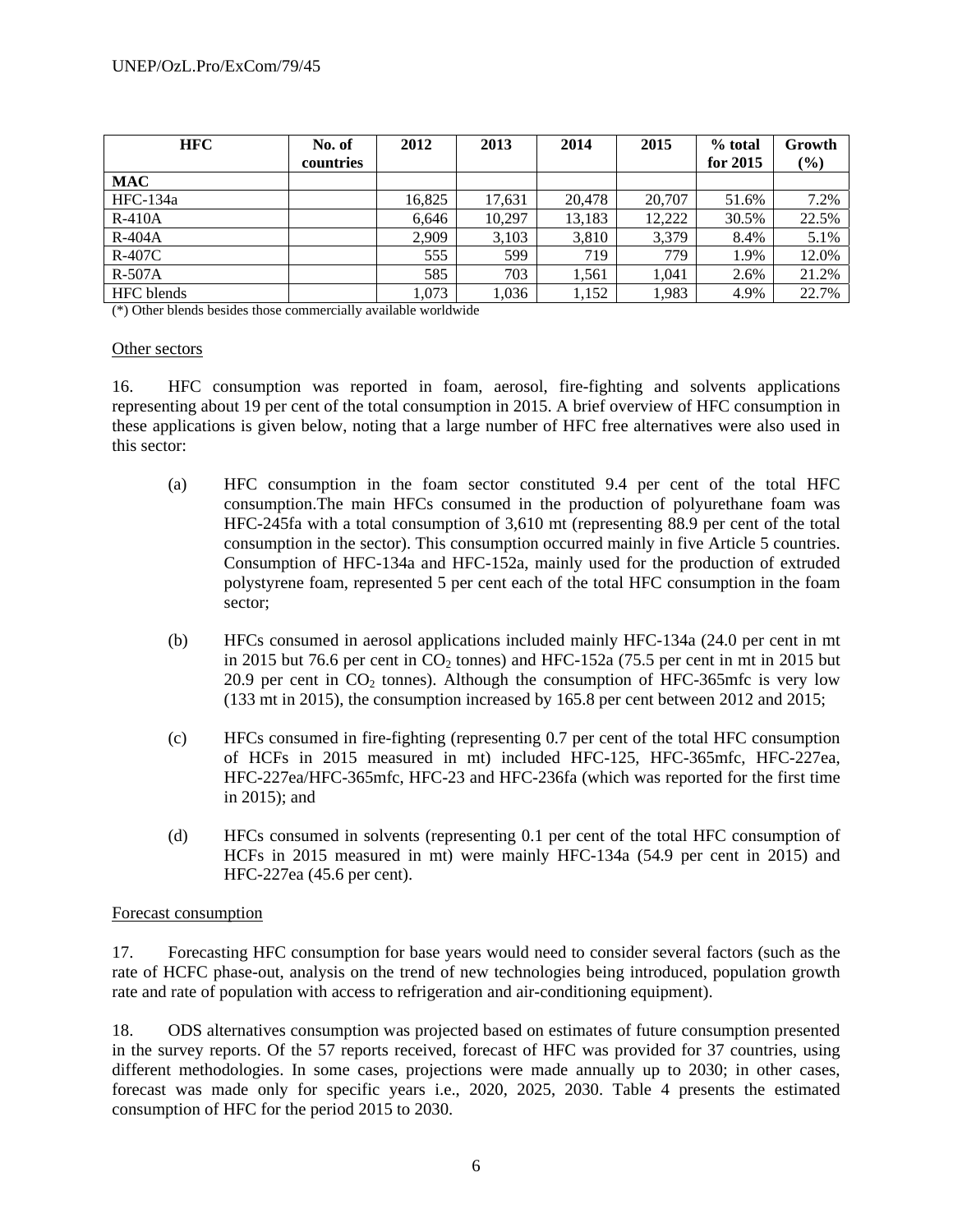| HFC | No. of countries | 2012 | 2013 | 2014 | 2015 | % total for 2015 | Growth (%) |
|---|---|---|---|---|---|---|---|
| **MAC** | | | | | | | |
| HFC-134a | | 16,825 | 17,631 | 20,478 | 20,707 | 51.6% | 7.2% |
| R-410A | | 6,646 | 10,297 | 13,183 | 12,222 | 30.5% | 22.5% |
| R-404A | | 2,909 | 3,103 | 3,810 | 3,379 | 8.4% | 5.1% |
| R-407C | | 555 | 599 | 719 | 779 | 1.9% | 12.0% |
| R-507A | | 585 | 703 | 1,561 | 1,041 | 2.6% | 21.2% |
| HFC blends | | 1,073 | 1,036 | 1,152 | 1,983 | 4.9% | 22.7% |

(*) Other blends besides those commercially available worldwide

Other sectors

16. HFC consumption was reported in foam, aerosol, fire-fighting and solvents applications representing about 19 per cent of the total consumption in 2015. A brief overview of HFC consumption in these applications is given below, noting that a large number of HFC free alternatives were also used in this sector:

(a) HFC consumption in the foam sector constituted 9.4 per cent of the total HFC consumption.The main HFCs consumed in the production of polyurethane foam was HFC-245fa with a total consumption of 3,610 mt (representing 88.9 per cent of the total consumption in the sector). This consumption occurred mainly in five Article 5 countries. Consumption of HFC-134a and HFC-152a, mainly used for the production of extruded polystyrene foam, represented 5 per cent each of the total HFC consumption in the foam sector;

(b) HFCs consumed in aerosol applications included mainly HFC-134a (24.0 per cent in mt in 2015 but 76.6 per cent in $CO_2$ tonnes) and HFC-152a (75.5 per cent in mt in 2015 but 20.9 per cent in $CO_2$ tonnes). Although the consumption of HFC-365mfc is very low (133 mt in 2015), the consumption increased by 165.8 per cent between 2012 and 2015;

(c) HFCs consumed in fire-fighting (representing 0.7 per cent of the total HFC consumption of HCFs in 2015 measured in mt) included HFC-125, HFC-365mfc, HFC-227ea, HFC-227ea/HFC-365mfc, HFC-23 and HFC-236fa (which was reported for the first time in 2015); and

(d) HFCs consumed in solvents (representing 0.1 per cent of the total HFC consumption of HCFs in 2015 measured in mt) were mainly HFC-134a (54.9 per cent in 2015) and HFC-227ea (45.6 per cent).

Forecast consumption

17. Forecasting HFC consumption for base years would need to consider several factors (such as the rate of HCFC phase-out, analysis on the trend of new technologies being introduced, population growth rate and rate of population with access to refrigeration and air-conditioning equipment).

18. ODS alternatives consumption was projected based on estimates of future consumption presented in the survey reports. Of the 57 reports received, forecast of HFC was provided for 37 countries, using different methodologies. In some cases, projections were made annually up to 2030; in other cases, forecast was made only for specific years i.e., 2020, 2025, 2030. Table 4 presents the estimated consumption of HFC for the period 2015 to 2030.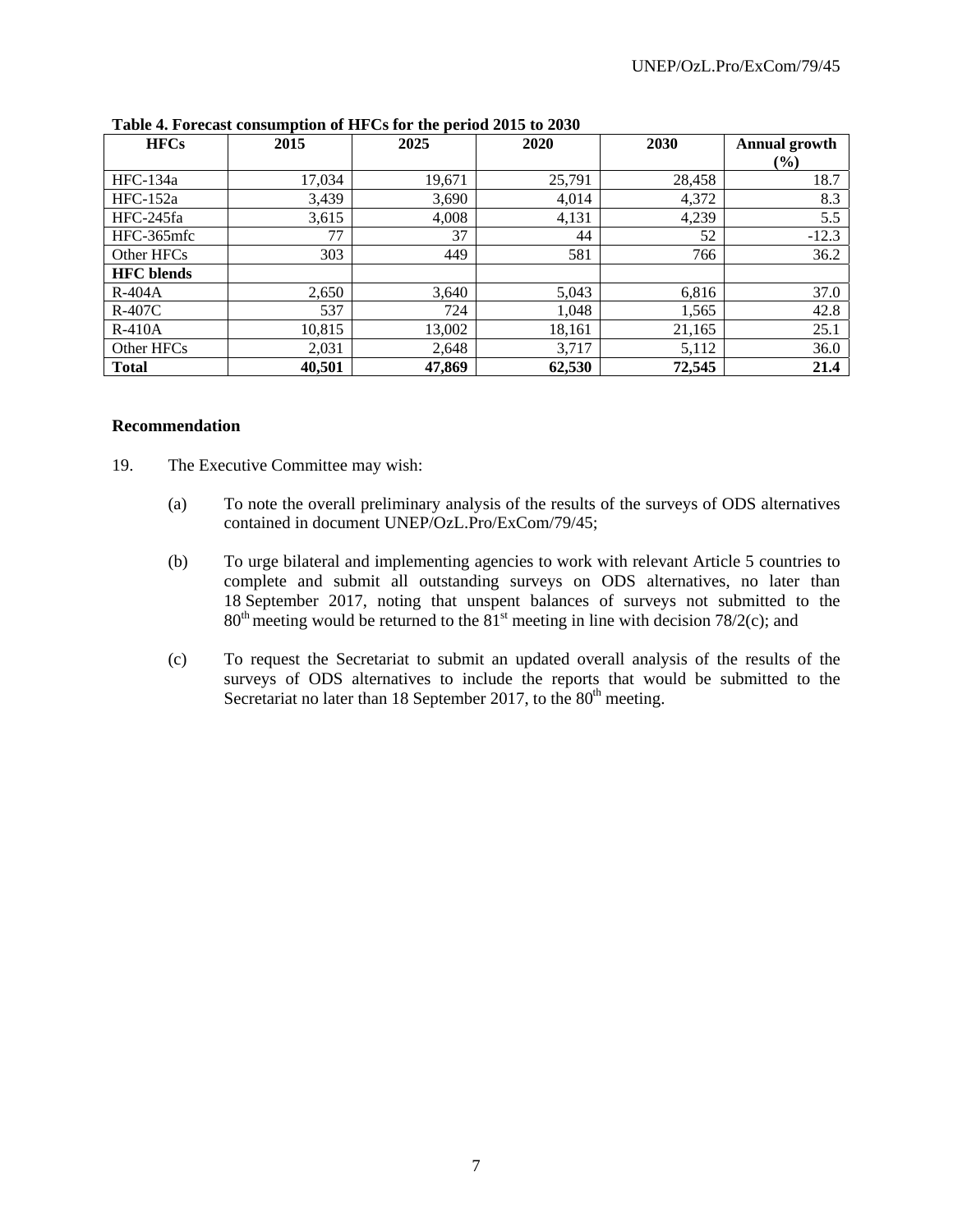**Table 4. Forecast consumption of HFCs for the period 2015 to 2030**

| HFCs | 2015 | 2025 | 2020 | 2030 | Annual growth (%) |
|---|---|---|---|---|---|
| HFC-134a | 17,034 | 19,671 | 25,791 | 28,458 | 18.7 |
| HFC-152a | 3,439 | 3,690 | 4,014 | 4,372 | 8.3 |
| HFC-245fa | 3,615 | 4,008 | 4,131 | 4,239 | 5.5 |
| HFC-365mfc | 77 | 37 | 44 | 52 | -12.3 |
| Other HFCs | 303 | 449 | 581 | 766 | 36.2 |
| **HFC blends** | | | | | |
| R-404A | 2,650 | 3,640 | 5,043 | 6,816 | 37.0 |
| R-407C | 537 | 724 | 1,048 | 1,565 | 42.8 |
| R-410A | 10,815 | 13,002 | 18,161 | 21,165 | 25.1 |
| Other HFCs | 2,031 | 2,648 | 3,717 | 5,112 | 36.0 |
| **Total** | **40,501** | **47,869** | **62,530** | **72,545** | **21.4** |

**Recommendation**

19. The Executive Committee may wish:

(a) To note the overall preliminary analysis of the results of the surveys of ODS alternatives contained in document UNEP/OzL.Pro/ExCom/79/45;

(b) To urge bilateral and implementing agencies to work with relevant Article 5 countries to complete and submit all outstanding surveys on ODS alternatives, no later than 18 September 2017, noting that unspent balances of surveys not submitted to the 80th meeting would be returned to the 81st meeting in line with decision 78/2(c); and

(c) To request the Secretariat to submit an updated overall analysis of the results of the surveys of ODS alternatives to include the reports that would be submitted to the Secretariat no later than 18 September 2017, to the 80th meeting.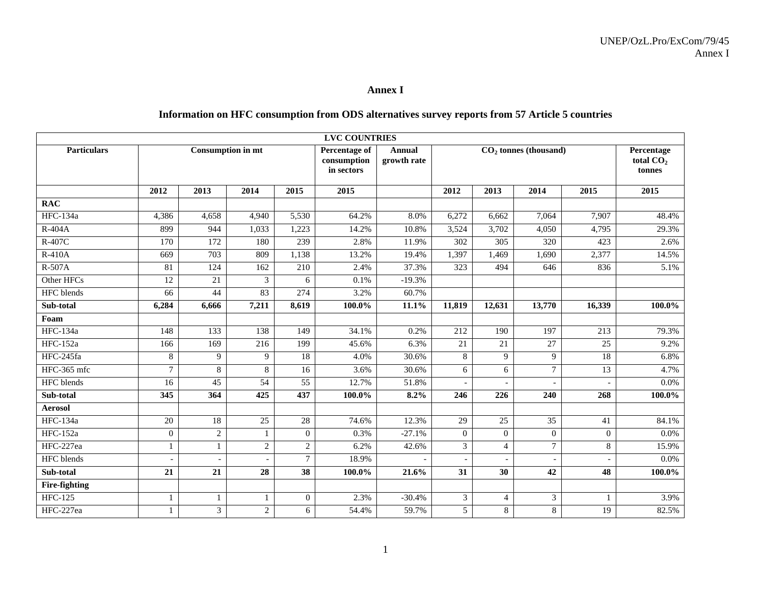# Annex I

## Information on HFC consumption from ODS alternatives survey reports from 57 Article 5 countries

| LVC COUNTRIES | | | | | | | | | | | |
|---|---|---|---|---|---|---|---|---|---|---|---|
| **Particulars** | **Consumption in mt** | | | | **Percentage of consumption in sectors** | **Annual growth rate** | **$CO_2$ tonnes (thousand)** | | | | **Percentage total $CO_2$ tonnes** |
| | **2012** | **2013** | **2014** | **2015** | **2015** | | **2012** | **2013** | **2014** | **2015** | **2015** |
| **RAC** | | | | | | | | | | | |
| HFC-134a | 4,386 | 4,658 | 4,940 | 5,530 | 64.2% | 8.0% | 6,272 | 6,662 | 7,064 | 7,907 | 48.4% |
| R-404A | 899 | 944 | 1,033 | 1,223 | 14.2% | 10.8% | 3,524 | 3,702 | 4,050 | 4,795 | 29.3% |
| R-407C | 170 | 172 | 180 | 239 | 2.8% | 11.9% | 302 | 305 | 320 | 423 | 2.6% |
| R-410A | 669 | 703 | 809 | 1,138 | 13.2% | 19.4% | 1,397 | 1,469 | 1,690 | 2,377 | 14.5% |
| R-507A | 81 | 124 | 162 | 210 | 2.4% | 37.3% | 323 | 494 | 646 | 836 | 5.1% |
| Other HFCs | 12 | 21 | 3 | 6 | 0.1% | -19.3% | | | | | |
| HFC blends | 66 | 44 | 83 | 274 | 3.2% | 60.7% | | | | | |
| **Sub-total** | **6,284** | **6,666** | **7,211** | **8,619** | **100.0%** | **11.1%** | **11,819** | **12,631** | **13,770** | **16,339** | **100.0%** |
| **Foam** | | | | | | | | | | | |
| HFC-134a | 148 | 133 | 138 | 149 | 34.1% | 0.2% | 212 | 190 | 197 | 213 | 79.3% |
| HFC-152a | 166 | 169 | 216 | 199 | 45.6% | 6.3% | 21 | 21 | 27 | 25 | 9.2% |
| HFC-245fa | 8 | 9 | 9 | 18 | 4.0% | 30.6% | 8 | 9 | 9 | 18 | 6.8% |
| HFC-365 mfc | 7 | 8 | 8 | 16 | 3.6% | 30.6% | 6 | 6 | 7 | 13 | 4.7% |
| HFC blends | 16 | 45 | 54 | 55 | 12.7% | 51.8% | - | - | - | - | 0.0% |
| **Sub-total** | **345** | **364** | **425** | **437** | **100.0%** | **8.2%** | **246** | **226** | **240** | **268** | **100.0%** |
| **Aerosol** | | | | | | | | | | | |
| HFC-134a | 20 | 18 | 25 | 28 | 74.6% | 12.3% | 29 | 25 | 35 | 41 | 84.1% |
| HFC-152a | 0 | 2 | 1 | 0 | 0.3% | -27.1% | 0 | 0 | 0 | 0 | 0.0% |
| HFC-227ea | 1 | 1 | 2 | 2 | 6.2% | 42.6% | 3 | 4 | 7 | 8 | 15.9% |
| HFC blends | - | - | - | 7 | 18.9% | - | - | - | - | - | 0.0% |
| **Sub-total** | **21** | **21** | **28** | **38** | **100.0%** | **21.6%** | **31** | **30** | **42** | **48** | **100.0%** |
| **Fire-fighting** | | | | | | | | | | | |
| HFC-125 | 1 | 1 | 1 | 0 | 2.3% | -30.4% | 3 | 4 | 3 | 1 | 3.9% |
| HFC-227ea | 1 | 3 | 2 | 6 | 54.4% | 59.7% | 5 | 8 | 8 | 19 | 82.5% |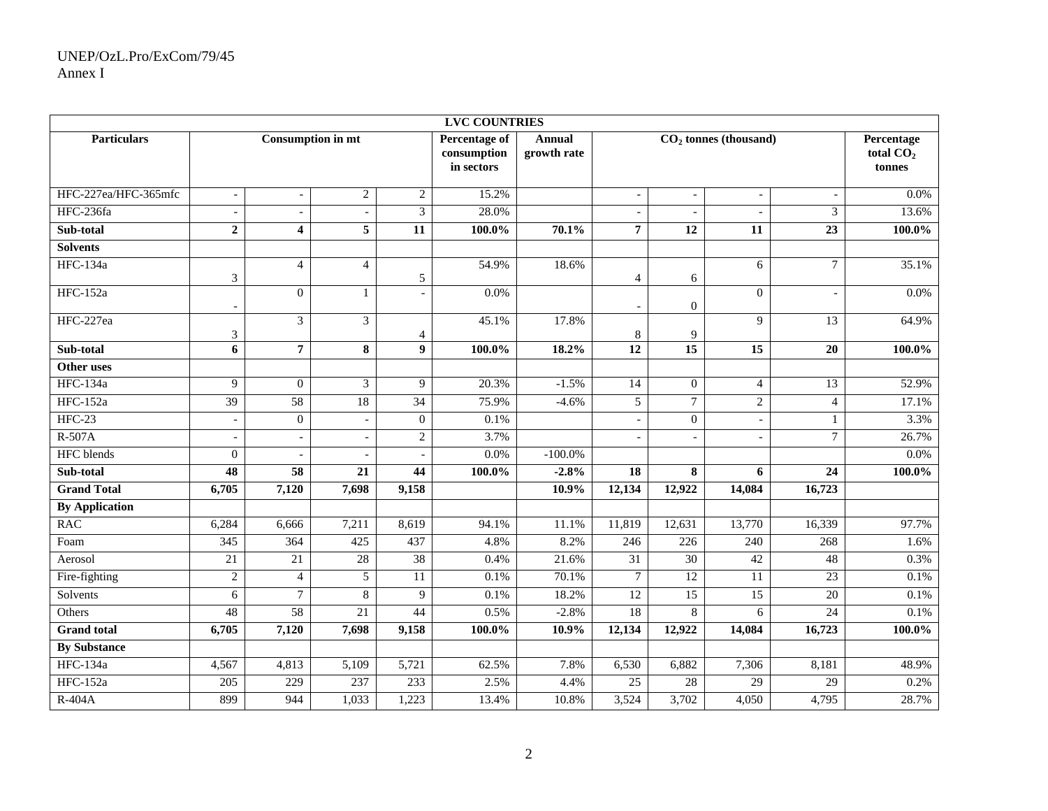| LVC COUNTRIES | | | | | | | | | | | |
|---|---|---|---|---|---|---|---|---|---|---|---|
| Particulars | Consumption in mt | | | | Percentage of consumption in sectors | Annual growth rate | $CO_2$ tonnes (thousand) | | | | Percentage total $CO_2$ tonnes |
| HFC-227ea/HFC-365mfc | - | - | 2 | 2 | 15.2% | | - | - | - | - | 0.0% |
| HFC-236fa | - | - | - | 3 | 28.0% | | - | - | - | 3 | 13.6% |
| **Sub-total** | **2** | **4** | **5** | **11** | **100.0%** | **70.1%** | **7** | **12** | **11** | **23** | **100.0%** |
| **Solvents** | | | | | | | | | | | |
| HFC-134a | 3 | 4 | 4 | 5 | 54.9% | 18.6% | 4 | 6 | 6 | 7 | 35.1% |
| HFC-152a | - | 0 | 1 | - | 0.0% | | - | 0 | 0 | - | 0.0% |
| HFC-227ea | 3 | 3 | 3 | 4 | 45.1% | 17.8% | 8 | 9 | 9 | 13 | 64.9% |
| **Sub-total** | **6** | **7** | **8** | **9** | **100.0%** | **18.2%** | **12** | **15** | **15** | **20** | **100.0%** |
| **Other uses** | | | | | | | | | | | |
| HFC-134a | 9 | 0 | 3 | 9 | 20.3% | -1.5% | 14 | 0 | 4 | 13 | 52.9% |
| HFC-152a | 39 | 58 | 18 | 34 | 75.9% | -4.6% | 5 | 7 | 2 | 4 | 17.1% |
| HFC-23 | - | 0 | - | 0 | 0.1% | | - | 0 | - | 1 | 3.3% |
| R-507A | - | - | - | 2 | 3.7% | | - | - | - | 7 | 26.7% |
| HFC blends | 0 | - | - | - | 0.0% | -100.0% | | | | | 0.0% |
| **Sub-total** | **48** | **58** | **21** | **44** | **100.0%** | **-2.8%** | **18** | **8** | **6** | **24** | **100.0%** |
| **Grand Total** | **6,705** | **7,120** | **7,698** | **9,158** | | **10.9%** | **12,134** | **12,922** | **14,084** | **16,723** | |
| **By Application** | | | | | | | | | | | |
| RAC | 6,284 | 6,666 | 7,211 | 8,619 | 94.1% | 11.1% | 11,819 | 12,631 | 13,770 | 16,339 | 97.7% |
| Foam | 345 | 364 | 425 | 437 | 4.8% | 8.2% | 246 | 226 | 240 | 268 | 1.6% |
| Aerosol | 21 | 21 | 28 | 38 | 0.4% | 21.6% | 31 | 30 | 42 | 48 | 0.3% |
| Fire-fighting | 2 | 4 | 5 | 11 | 0.1% | 70.1% | 7 | 12 | 11 | 23 | 0.1% |
| Solvents | 6 | 7 | 8 | 9 | 0.1% | 18.2% | 12 | 15 | 15 | 20 | 0.1% |
| Others | 48 | 58 | 21 | 44 | 0.5% | -2.8% | 18 | 8 | 6 | 24 | 0.1% |
| **Grand total** | **6,705** | **7,120** | **7,698** | **9,158** | **100.0%** | **10.9%** | **12,134** | **12,922** | **14,084** | **16,723** | **100.0%** |
| **By Substance** | | | | | | | | | | | |
| HFC-134a | 4,567 | 4,813 | 5,109 | 5,721 | 62.5% | 7.8% | 6,530 | 6,882 | 7,306 | 8,181 | 48.9% |
| HFC-152a | 205 | 229 | 237 | 233 | 2.5% | 4.4% | 25 | 28 | 29 | 29 | 0.2% |
| R-404A | 899 | 944 | 1,033 | 1,223 | 13.4% | 10.8% | 3,524 | 3,702 | 4,050 | 4,795 | 28.7% |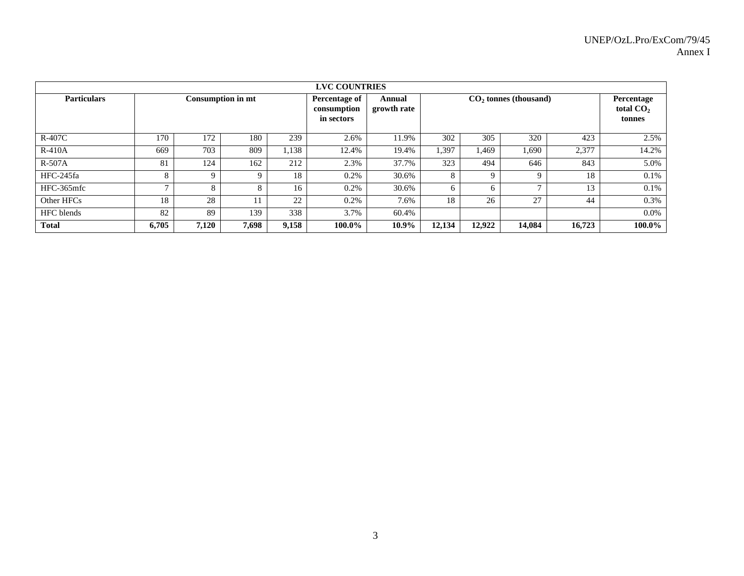| LVC COUNTRIES | | | | | | | | | | | |
|---|---|---|---|---|---|---|---|---|---|---|---|
| Particulars | Consumption in mt | | | | Percentage of consumption in sectors | Annual growth rate | $CO_2$ tonnes (thousand) | | | | Percentage total $CO_2$ tonnes |
| R-407C | 170 | 172 | 180 | 239 | 2.6% | 11.9% | 302 | 305 | 320 | 423 | 2.5% |
| R-410A | 669 | 703 | 809 | 1,138 | 12.4% | 19.4% | 1,397 | 1,469 | 1,690 | 2,377 | 14.2% |
| R-507A | 81 | 124 | 162 | 212 | 2.3% | 37.7% | 323 | 494 | 646 | 843 | 5.0% |
| HFC-245fa | 8 | 9 | 9 | 18 | 0.2% | 30.6% | 8 | 9 | 9 | 18 | 0.1% |
| HFC-365mfc | 7 | 8 | 8 | 16 | 0.2% | 30.6% | 6 | 6 | 7 | 13 | 0.1% |
| Other HFCs | 18 | 28 | 11 | 22 | 0.2% | 7.6% | 18 | 26 | 27 | 44 | 0.3% |
| HFC blends | 82 | 89 | 139 | 338 | 3.7% | 60.4% | | | | | 0.0% |
| **Total** | **6,705** | **7,120** | **7,698** | **9,158** | **100.0%** | **10.9%** | **12,134** | **12,922** | **14,084** | **16,723** | **100.0%** |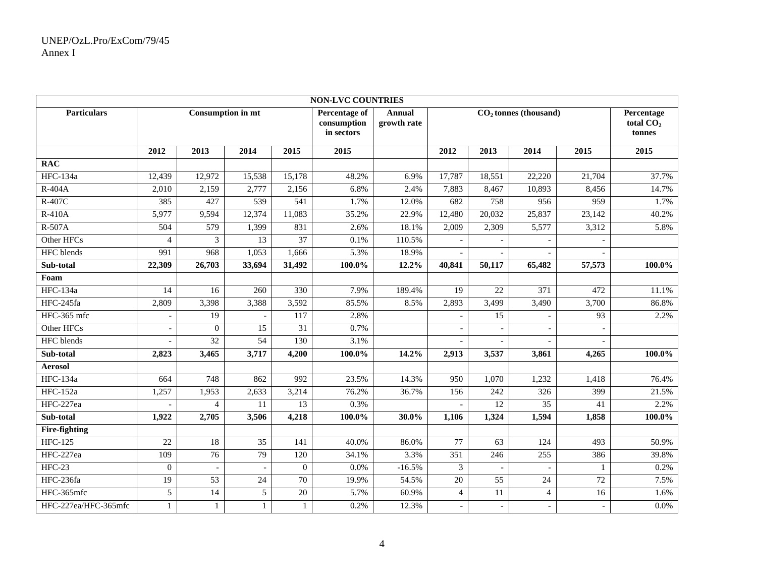| NON-LVC COUNTRIES | | | | | | | | | | | |
|---|---|---|---|---|---|---|---|---|---|---|---|
| Particulars | Consumption in mt | | | | Percentage of consumption in sectors | Annual growth rate | $CO_2$ tonnes (thousand) | | | | Percentage total $CO_2$ tonnes |
| | 2012 | 2013 | 2014 | 2015 | 2015 | | 2012 | 2013 | 2014 | 2015 | 2015 |
| **RAC** | | | | | | | | | | | |
| HFC-134a | 12,439 | 12,972 | 15,538 | 15,178 | 48.2% | 6.9% | 17,787 | 18,551 | 22,220 | 21,704 | 37.7% |
| R-404A | 2,010 | 2,159 | 2,777 | 2,156 | 6.8% | 2.4% | 7,883 | 8,467 | 10,893 | 8,456 | 14.7% |
| R-407C | 385 | 427 | 539 | 541 | 1.7% | 12.0% | 682 | 758 | 956 | 959 | 1.7% |
| R-410A | 5,977 | 9,594 | 12,374 | 11,083 | 35.2% | 22.9% | 12,480 | 20,032 | 25,837 | 23,142 | 40.2% |
| R-507A | 504 | 579 | 1,399 | 831 | 2.6% | 18.1% | 2,009 | 2,309 | 5,577 | 3,312 | 5.8% |
| Other HFCs | 4 | 3 | 13 | 37 | 0.1% | 110.5% | - | - | - | - | |
| HFC blends | 991 | 968 | 1,053 | 1,666 | 5.3% | 18.9% | - | - | - | - | |
| **Sub-total** | **22,309** | **26,703** | **33,694** | **31,492** | **100.0%** | **12.2%** | **40,841** | **50,117** | **65,482** | **57,573** | **100.0%** |
| **Foam** | | | | | | | | | | | |
| HFC-134a | 14 | 16 | 260 | 330 | 7.9% | 189.4% | 19 | 22 | 371 | 472 | 11.1% |
| HFC-245fa | 2,809 | 3,398 | 3,388 | 3,592 | 85.5% | 8.5% | 2,893 | 3,499 | 3,490 | 3,700 | 86.8% |
| HFC-365 mfc | - | 19 | - | 117 | 2.8% | | - | 15 | - | 93 | 2.2% |
| Other HFCs | - | 0 | 15 | 31 | 0.7% | | - | - | - | - | |
| HFC blends | - | 32 | 54 | 130 | 3.1% | | - | - | - | - | |
| **Sub-total** | **2,823** | **3,465** | **3,717** | **4,200** | **100.0%** | **14.2%** | **2,913** | **3,537** | **3,861** | **4,265** | **100.0%** |
| **Aerosol** | | | | | | | | | | | |
| HFC-134a | 664 | 748 | 862 | 992 | 23.5% | 14.3% | 950 | 1,070 | 1,232 | 1,418 | 76.4% |
| HFC-152a | 1,257 | 1,953 | 2,633 | 3,214 | 76.2% | 36.7% | 156 | 242 | 326 | 399 | 21.5% |
| HFC-227ea | - | 4 | 11 | 13 | 0.3% | | - | 12 | 35 | 41 | 2.2% |
| **Sub-total** | **1,922** | **2,705** | **3,506** | **4,218** | **100.0%** | **30.0%** | **1,106** | **1,324** | **1,594** | **1,858** | **100.0%** |
| **Fire-fighting** | | | | | | | | | | | |
| HFC-125 | 22 | 18 | 35 | 141 | 40.0% | 86.0% | 77 | 63 | 124 | 493 | 50.9% |
| HFC-227ea | 109 | 76 | 79 | 120 | 34.1% | 3.3% | 351 | 246 | 255 | 386 | 39.8% |
| HFC-23 | 0 | - | - | 0 | 0.0% | -16.5% | 3 | - | - | 1 | 0.2% |
| HFC-236fa | 19 | 53 | 24 | 70 | 19.9% | 54.5% | 20 | 55 | 24 | 72 | 7.5% |
| HFC-365mfc | 5 | 14 | 5 | 20 | 5.7% | 60.9% | 4 | 11 | 4 | 16 | 1.6% |
| HFC-227ea/HFC-365mfc | 1 | 1 | 1 | 1 | 0.2% | 12.3% | - | - | - | - | 0.0% |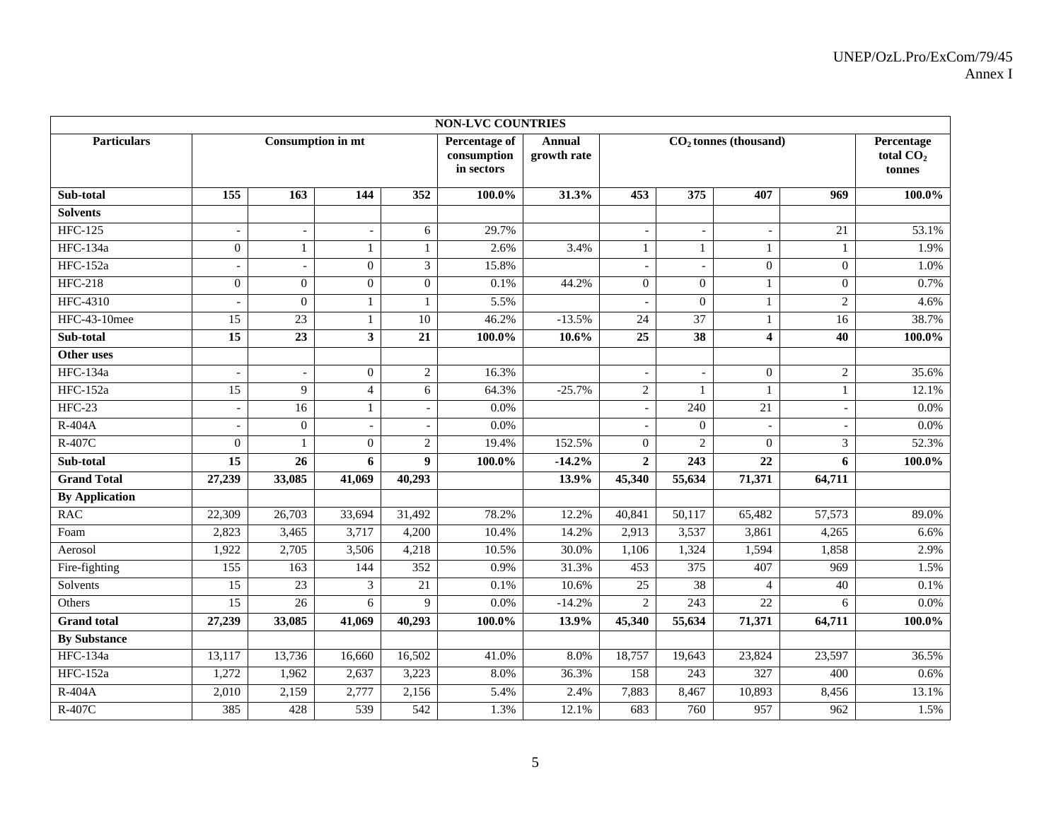| NON-LVC COUNTRIES | | | | | | | | | | | |
|---|---|---|---|---|---|---|---|---|---|---|---|
| **Particulars** | **Consumption in mt** | | | | **Percentage of consumption in sectors** | **Annual growth rate** | **$CO_2$ tonnes (thousand)** | | | | **Percentage total $CO_2$ tonnes** |
| **Sub-total** | **155** | **163** | **144** | **352** | **100.0%** | **31.3%** | **453** | **375** | **407** | **969** | **100.0%** |
| **Solvents** | | | | | | | | | | | |
| HFC-125 | - | - | - | 6 | 29.7% | | - | - | - | 21 | 53.1% |
| HFC-134a | 0 | 1 | 1 | 1 | 2.6% | 3.4% | 1 | 1 | 1 | 1 | 1.9% |
| HFC-152a | - | - | 0 | 3 | 15.8% | | - | - | 0 | 0 | 1.0% |
| HFC-218 | 0 | 0 | 0 | 0 | 0.1% | 44.2% | 0 | 0 | 1 | 0 | 0.7% |
| HFC-4310 | - | 0 | 1 | 1 | 5.5% | | - | 0 | 1 | 2 | 4.6% |
| HFC-43-10mee | 15 | 23 | 1 | 10 | 46.2% | -13.5% | 24 | 37 | 1 | 16 | 38.7% |
| **Sub-total** | **15** | **23** | **3** | **21** | **100.0%** | **10.6%** | **25** | **38** | **4** | **40** | **100.0%** |
| **Other uses** | | | | | | | | | | | |
| HFC-134a | - | - | 0 | 2 | 16.3% | | - | - | 0 | 2 | 35.6% |
| HFC-152a | 15 | 9 | 4 | 6 | 64.3% | -25.7% | 2 | 1 | 1 | 1 | 12.1% |
| HFC-23 | - | 16 | 1 | - | 0.0% | | - | 240 | 21 | - | 0.0% |
| R-404A | - | 0 | - | - | 0.0% | | - | 0 | - | - | 0.0% |
| R-407C | 0 | 1 | 0 | 2 | 19.4% | 152.5% | 0 | 2 | 0 | 3 | 52.3% |
| **Sub-total** | **15** | **26** | **6** | **9** | **100.0%** | **-14.2%** | **2** | **243** | **22** | **6** | **100.0%** |
| **Grand Total** | **27,239** | **33,085** | **41,069** | **40,293** | | **13.9%** | **45,340** | **55,634** | **71,371** | **64,711** | |
| **By Application** | | | | | | | | | | | |
| RAC | 22,309 | 26,703 | 33,694 | 31,492 | 78.2% | 12.2% | 40,841 | 50,117 | 65,482 | 57,573 | 89.0% |
| Foam | 2,823 | 3,465 | 3,717 | 4,200 | 10.4% | 14.2% | 2,913 | 3,537 | 3,861 | 4,265 | 6.6% |
| Aerosol | 1,922 | 2,705 | 3,506 | 4,218 | 10.5% | 30.0% | 1,106 | 1,324 | 1,594 | 1,858 | 2.9% |
| Fire-fighting | 155 | 163 | 144 | 352 | 0.9% | 31.3% | 453 | 375 | 407 | 969 | 1.5% |
| Solvents | 15 | 23 | 3 | 21 | 0.1% | 10.6% | 25 | 38 | 4 | 40 | 0.1% |
| Others | 15 | 26 | 6 | 9 | 0.0% | -14.2% | 2 | 243 | 22 | 6 | 0.0% |
| **Grand total** | **27,239** | **33,085** | **41,069** | **40,293** | **100.0%** | **13.9%** | **45,340** | **55,634** | **71,371** | **64,711** | **100.0%** |
| **By Substance** | | | | | | | | | | | |
| HFC-134a | 13,117 | 13,736 | 16,660 | 16,502 | 41.0% | 8.0% | 18,757 | 19,643 | 23,824 | 23,597 | 36.5% |
| HFC-152a | 1,272 | 1,962 | 2,637 | 3,223 | 8.0% | 36.3% | 158 | 243 | 327 | 400 | 0.6% |
| R-404A | 2,010 | 2,159 | 2,777 | 2,156 | 5.4% | 2.4% | 7,883 | 8,467 | 10,893 | 8,456 | 13.1% |
| R-407C | 385 | 428 | 539 | 542 | 1.3% | 12.1% | 683 | 760 | 957 | 962 | 1.5% |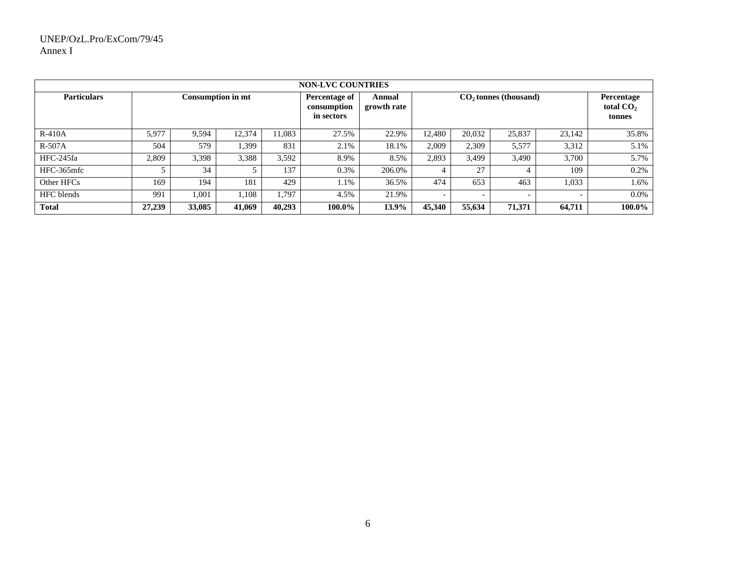| NON-LVC COUNTRIES | | | | | | | | | | | |
|---|---|---|---|---|---|---|---|---|---|---|---|
| Particulars | Consumption in mt | | | | Percentage of consumption in sectors | Annual growth rate | $CO_2$ tonnes (thousand) | | | | Percentage total $CO_2$ tonnes |
| R-410A | 5,977 | 9,594 | 12,374 | 11,083 | 27.5% | 22.9% | 12,480 | 20,032 | 25,837 | 23,142 | 35.8% |
| R-507A | 504 | 579 | 1,399 | 831 | 2.1% | 18.1% | 2,009 | 2,309 | 5,577 | 3,312 | 5.1% |
| HFC-245fa | 2,809 | 3,398 | 3,388 | 3,592 | 8.9% | 8.5% | 2,893 | 3,499 | 3,490 | 3,700 | 5.7% |
| HFC-365mfc | 5 | 34 | 5 | 137 | 0.3% | 206.0% | 4 | 27 | 4 | 109 | 0.2% |
| Other HFCs | 169 | 194 | 181 | 429 | 1.1% | 36.5% | 474 | 653 | 463 | 1,033 | 1.6% |
| HFC blends | 991 | 1,001 | 1,108 | 1,797 | 4.5% | 21.9% | - | - | - | - | 0.0% |
| **Total** | **27,239** | **33,085** | **41,069** | **40,293** | **100.0%** | **13.9%** | **45,340** | **55,634** | **71,371** | **64,711** | **100.0%** |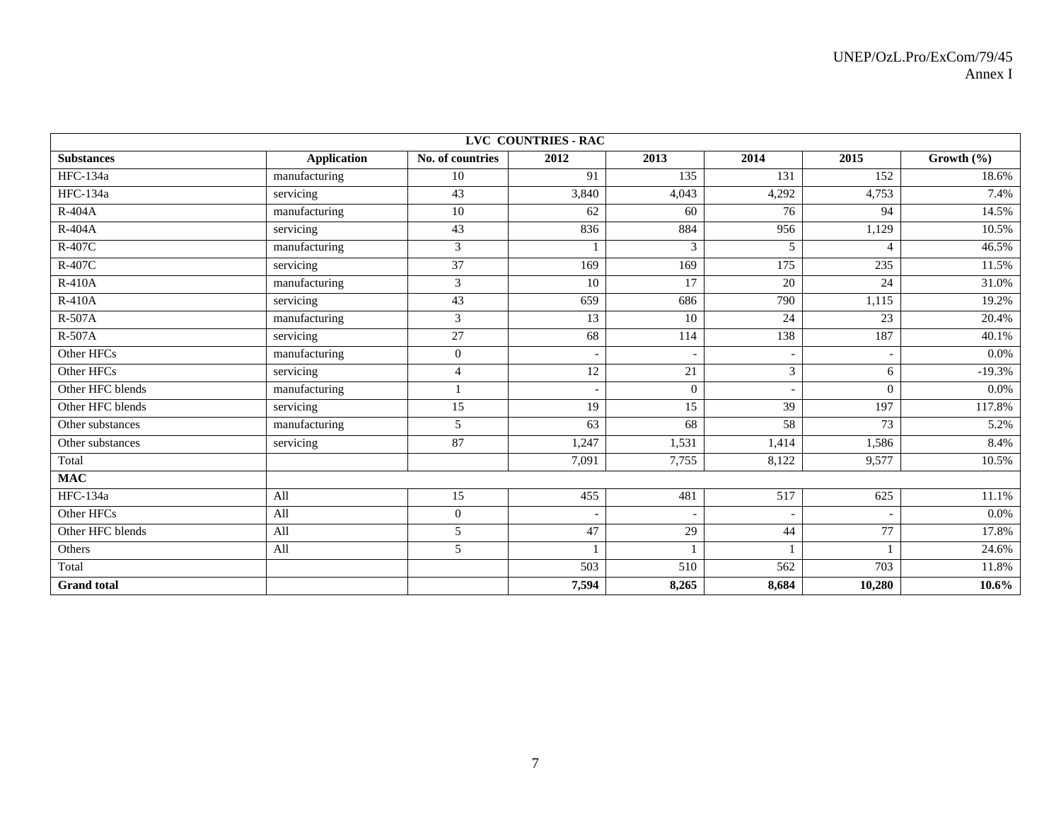| LVC COUNTRIES - RAC | | | | | | | |
|---|---|---|---|---|---|---|---|
| **Substances** | **Application** | **No. of countries** | **2012** | **2013** | **2014** | **2015** | **Growth (%)** |
| HFC-134a | manufacturing | 10 | 91 | 135 | 131 | 152 | 18.6% |
| HFC-134a | servicing | 43 | 3,840 | 4,043 | 4,292 | 4,753 | 7.4% |
| R-404A | manufacturing | 10 | 62 | 60 | 76 | 94 | 14.5% |
| R-404A | servicing | 43 | 836 | 884 | 956 | 1,129 | 10.5% |
| R-407C | manufacturing | 3 | 1 | 3 | 5 | 4 | 46.5% |
| R-407C | servicing | 37 | 169 | 169 | 175 | 235 | 11.5% |
| R-410A | manufacturing | 3 | 10 | 17 | 20 | 24 | 31.0% |
| R-410A | servicing | 43 | 659 | 686 | 790 | 1,115 | 19.2% |
| R-507A | manufacturing | 3 | 13 | 10 | 24 | 23 | 20.4% |
| R-507A | servicing | 27 | 68 | 114 | 138 | 187 | 40.1% |
| Other HFCs | manufacturing | 0 | - | - | - | - | 0.0% |
| Other HFCs | servicing | 4 | 12 | 21 | 3 | 6 | -19.3% |
| Other HFC blends | manufacturing | 1 | - | 0 | - | 0 | 0.0% |
| Other HFC blends | servicing | 15 | 19 | 15 | 39 | 197 | 117.8% |
| Other substances | manufacturing | 5 | 63 | 68 | 58 | 73 | 5.2% |
| Other substances | servicing | 87 | 1,247 | 1,531 | 1,414 | 1,586 | 8.4% |
| Total | | | 7,091 | 7,755 | 8,122 | 9,577 | 10.5% |
| **MAC** | | | | | | | |
| HFC-134a | All | 15 | 455 | 481 | 517 | 625 | 11.1% |
| Other HFCs | All | 0 | - | - | - | - | 0.0% |
| Other HFC blends | All | 5 | 47 | 29 | 44 | 77 | 17.8% |
| Others | All | 5 | 1 | 1 | 1 | 1 | 24.6% |
| Total | | | 503 | 510 | 562 | 703 | 11.8% |
| **Grand total** | | | **7,594** | **8,265** | **8,684** | **10,280** | **10.6%** |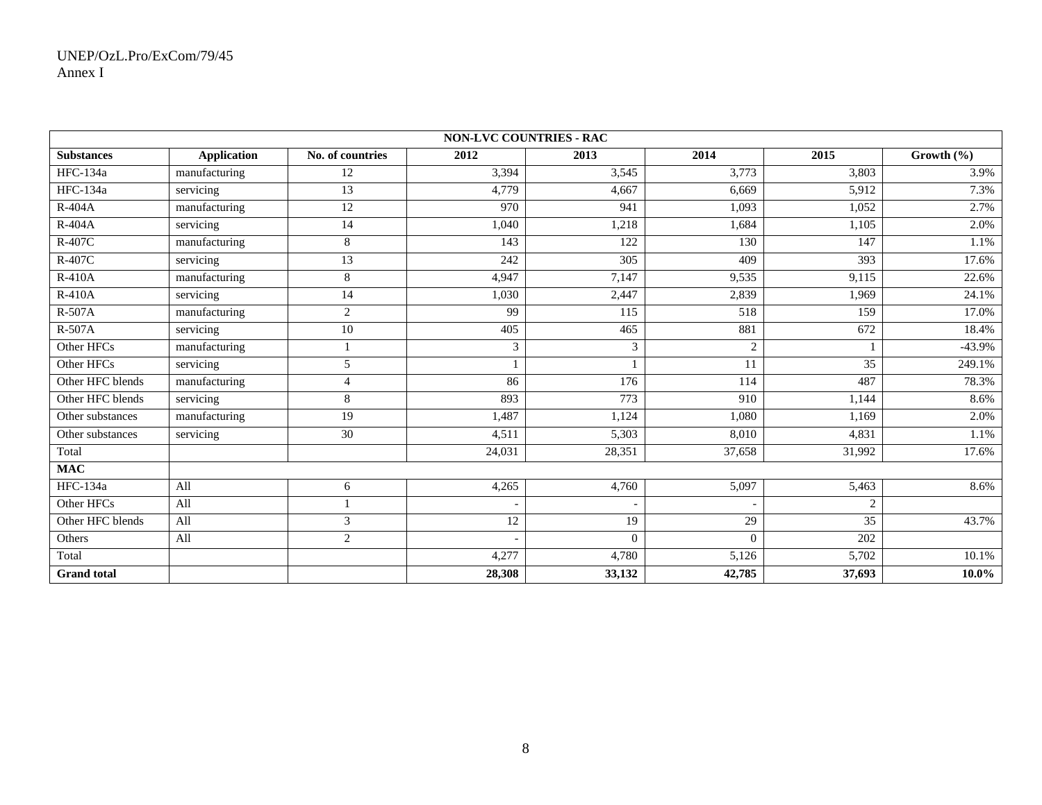| NON-LVC COUNTRIES - RAC | | | | | | | |
|---|---|---|---|---|---|---|---|
| **Substances** | **Application** | **No. of countries** | **2012** | **2013** | **2014** | **2015** | **Growth (%)** |
| HFC-134a | manufacturing | 12 | 3,394 | 3,545 | 3,773 | 3,803 | 3.9% |
| HFC-134a | servicing | 13 | 4,779 | 4,667 | 6,669 | 5,912 | 7.3% |
| R-404A | manufacturing | 12 | 970 | 941 | 1,093 | 1,052 | 2.7% |
| R-404A | servicing | 14 | 1,040 | 1,218 | 1,684 | 1,105 | 2.0% |
| R-407C | manufacturing | 8 | 143 | 122 | 130 | 147 | 1.1% |
| R-407C | servicing | 13 | 242 | 305 | 409 | 393 | 17.6% |
| R-410A | manufacturing | 8 | 4,947 | 7,147 | 9,535 | 9,115 | 22.6% |
| R-410A | servicing | 14 | 1,030 | 2,447 | 2,839 | 1,969 | 24.1% |
| R-507A | manufacturing | 2 | 99 | 115 | 518 | 159 | 17.0% |
| R-507A | servicing | 10 | 405 | 465 | 881 | 672 | 18.4% |
| Other HFCs | manufacturing | 1 | 3 | 3 | 2 | 1 | -43.9% |
| Other HFCs | servicing | 5 | 1 | 1 | 11 | 35 | 249.1% |
| Other HFC blends | manufacturing | 4 | 86 | 176 | 114 | 487 | 78.3% |
| Other HFC blends | servicing | 8 | 893 | 773 | 910 | 1,144 | 8.6% |
| Other substances | manufacturing | 19 | 1,487 | 1,124 | 1,080 | 1,169 | 2.0% |
| Other substances | servicing | 30 | 4,511 | 5,303 | 8,010 | 4,831 | 1.1% |
| Total | | | 24,031 | 28,351 | 37,658 | 31,992 | 17.6% |
| **MAC** | | | | | | | |
| HFC-134a | All | 6 | 4,265 | 4,760 | 5,097 | 5,463 | 8.6% |
| Other HFCs | All | 1 | - | - | - | 2 | |
| Other HFC blends | All | 3 | 12 | 19 | 29 | 35 | 43.7% |
| Others | All | 2 | - | 0 | 0 | 202 | |
| Total | | | 4,277 | 4,780 | 5,126 | 5,702 | 10.1% |
| **Grand total** | | | **28,308** | **33,132** | **42,785** | **37,693** | **10.0%** |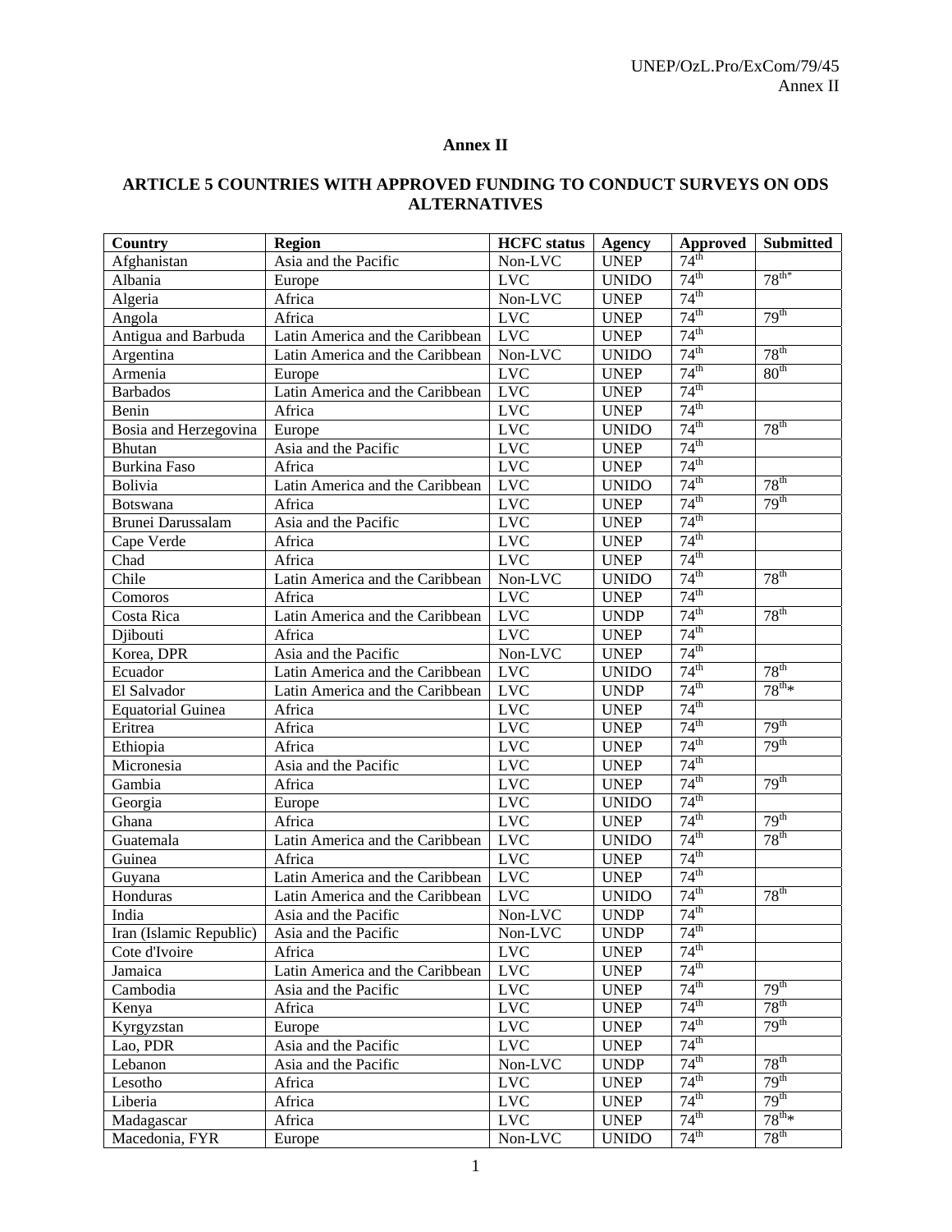# Annex II

## ARTICLE 5 COUNTRIES WITH APPROVED FUNDING TO CONDUCT SURVEYS ON ODS ALTERNATIVES

| Country | Region | HCFC status | Agency | Approved | Submitted |
|---|---|---|---|---|---|
| Afghanistan | Asia and the Pacific | Non-LVC | UNEP | 74th | |
| Albania | Europe | LVC | UNIDO | 74th | 78th* |
| Algeria | Africa | Non-LVC | UNEP | 74th | |
| Angola | Africa | LVC | UNEP | 74th | 79th |
| Antigua and Barbuda | Latin America and the Caribbean | LVC | UNEP | 74th | |
| Argentina | Latin America and the Caribbean | Non-LVC | UNIDO | 74th | 78th |
| Armenia | Europe | LVC | UNEP | 74th | 80th |
| Barbados | Latin America and the Caribbean | LVC | UNEP | 74th | |
| Benin | Africa | LVC | UNEP | 74th | |
| Bosia and Herzegovina | Europe | LVC | UNIDO | 74th | 78th |
| Bhutan | Asia and the Pacific | LVC | UNEP | 74th | |
| Burkina Faso | Africa | LVC | UNEP | 74th | |
| Bolivia | Latin America and the Caribbean | LVC | UNIDO | 74th | 78th |
| Botswana | Africa | LVC | UNEP | 74th | 79th |
| Brunei Darussalam | Asia and the Pacific | LVC | UNEP | 74th | |
| Cape Verde | Africa | LVC | UNEP | 74th | |
| Chad | Africa | LVC | UNEP | 74th | |
| Chile | Latin America and the Caribbean | Non-LVC | UNIDO | 74th | 78th |
| Comoros | Africa | LVC | UNEP | 74th | |
| Costa Rica | Latin America and the Caribbean | LVC | UNDP | 74th | 78th |
| Djibouti | Africa | LVC | UNEP | 74th | |
| Korea, DPR | Asia and the Pacific | Non-LVC | UNEP | 74th | |
| Ecuador | Latin America and the Caribbean | LVC | UNIDO | 74th | 78th |
| El Salvador | Latin America and the Caribbean | LVC | UNDP | 74th | 78th* |
| Equatorial Guinea | Africa | LVC | UNEP | 74th | |
| Eritrea | Africa | LVC | UNEP | 74th | 79th |
| Ethiopia | Africa | LVC | UNEP | 74th | 79th |
| Micronesia | Asia and the Pacific | LVC | UNEP | 74th | |
| Gambia | Africa | LVC | UNEP | 74th | 79th |
| Georgia | Europe | LVC | UNIDO | 74th | |
| Ghana | Africa | LVC | UNEP | 74th | 79th |
| Guatemala | Latin America and the Caribbean | LVC | UNIDO | 74th | 78th |
| Guinea | Africa | LVC | UNEP | 74th | |
| Guyana | Latin America and the Caribbean | LVC | UNEP | 74th | |
| Honduras | Latin America and the Caribbean | LVC | UNIDO | 74th | 78th |
| India | Asia and the Pacific | Non-LVC | UNDP | 74th | |
| Iran (Islamic Republic) | Asia and the Pacific | Non-LVC | UNDP | 74th | |
| Cote d'Ivoire | Africa | LVC | UNEP | 74th | |
| Jamaica | Latin America and the Caribbean | LVC | UNEP | 74th | |
| Cambodia | Asia and the Pacific | LVC | UNEP | 74th | 79th |
| Kenya | Africa | LVC | UNEP | 74th | 78th |
| Kyrgyzstan | Europe | LVC | UNEP | 74th | 79th |
| Lao, PDR | Asia and the Pacific | LVC | UNEP | 74th | |
| Lebanon | Asia and the Pacific | Non-LVC | UNDP | 74th | 78th |
| Lesotho | Africa | LVC | UNEP | 74th | 79th |
| Liberia | Africa | LVC | UNEP | 74th | 79th |
| Madagascar | Africa | LVC | UNEP | 74th | 78th* |
| Macedonia, FYR | Europe | Non-LVC | UNIDO | 74th | 78th |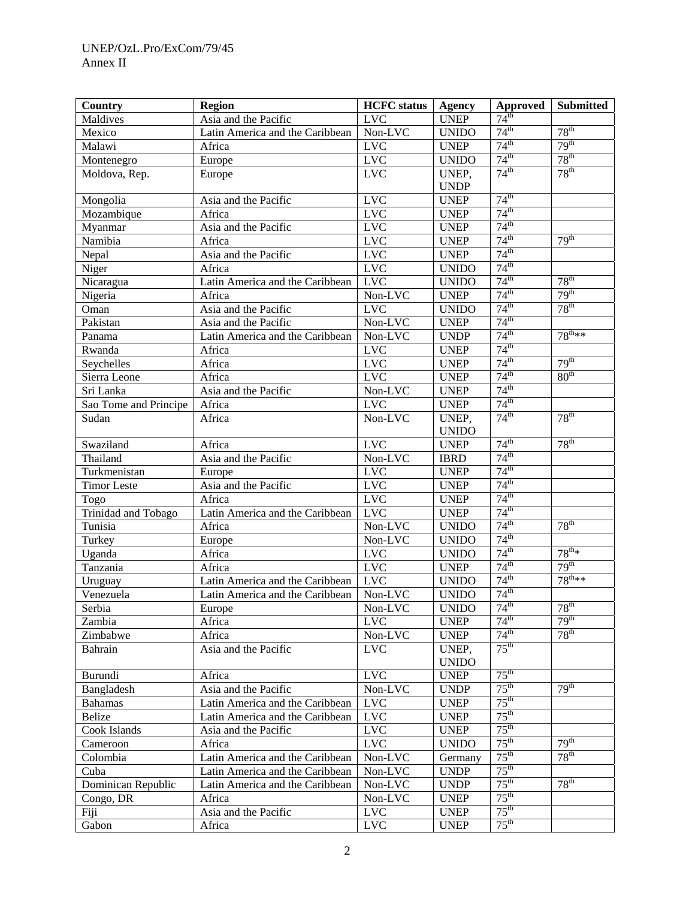| Country | Region | HCFC status | Agency | Approved | Submitted |
|---|---|---|---|---|---|
| Maldives | Asia and the Pacific | LVC | UNEP | 74th | |
| Mexico | Latin America and the Caribbean | Non-LVC | UNIDO | 74th | 78th |
| Malawi | Africa | LVC | UNEP | 74th | 79th |
| Montenegro | Europe | LVC | UNIDO | 74th | 78th |
| Moldova, Rep. | Europe | LVC | UNEP, UNDP | 74th | 78th |
| Mongolia | Asia and the Pacific | LVC | UNEP | 74th | |
| Mozambique | Africa | LVC | UNEP | 74th | |
| Myanmar | Asia and the Pacific | LVC | UNEP | 74th | |
| Namibia | Africa | LVC | UNEP | 74th | 79th |
| Nepal | Asia and the Pacific | LVC | UNEP | 74th | |
| Niger | Africa | LVC | UNIDO | 74th | |
| Nicaragua | Latin America and the Caribbean | LVC | UNIDO | 74th | 78th |
| Nigeria | Africa | Non-LVC | UNEP | 74th | 79th |
| Oman | Asia and the Pacific | LVC | UNIDO | 74th | 78th |
| Pakistan | Asia and the Pacific | Non-LVC | UNEP | 74th | |
| Panama | Latin America and the Caribbean | Non-LVC | UNDP | 74th | 78th** |
| Rwanda | Africa | LVC | UNEP | 74th | |
| Seychelles | Africa | LVC | UNEP | 74th | 79th |
| Sierra Leone | Africa | LVC | UNEP | 74th | 80th |
| Sri Lanka | Asia and the Pacific | Non-LVC | UNEP | 74th | |
| Sao Tome and Principe | Africa | LVC | UNEP | 74th | |
| Sudan | Africa | Non-LVC | UNEP, UNIDO | 74th | 78th |
| Swaziland | Africa | LVC | UNEP | 74th | 78th |
| Thailand | Asia and the Pacific | Non-LVC | IBRD | 74th | |
| Turkmenistan | Europe | LVC | UNEP | 74th | |
| Timor Leste | Asia and the Pacific | LVC | UNEP | 74th | |
| Togo | Africa | LVC | UNEP | 74th | |
| Trinidad and Tobago | Latin America and the Caribbean | LVC | UNEP | 74th | |
| Tunisia | Africa | Non-LVC | UNIDO | 74th | 78th |
| Turkey | Europe | Non-LVC | UNIDO | 74th | |
| Uganda | Africa | LVC | UNIDO | 74th | 78th* |
| Tanzania | Africa | LVC | UNEP | 74th | 79th |
| Uruguay | Latin America and the Caribbean | LVC | UNIDO | 74th | 78th** |
| Venezuela | Latin America and the Caribbean | Non-LVC | UNIDO | 74th | |
| Serbia | Europe | Non-LVC | UNIDO | 74th | 78th |
| Zambia | Africa | LVC | UNEP | 74th | 79th |
| Zimbabwe | Africa | Non-LVC | UNEP | 74th | 78th |
| Bahrain | Asia and the Pacific | LVC | UNEP, UNIDO | 75th | |
| Burundi | Africa | LVC | UNEP | 75th | |
| Bangladesh | Asia and the Pacific | Non-LVC | UNDP | 75th | 79th |
| Bahamas | Latin America and the Caribbean | LVC | UNEP | 75th | |
| Belize | Latin America and the Caribbean | LVC | UNEP | 75th | |
| Cook Islands | Asia and the Pacific | LVC | UNEP | 75th | |
| Cameroon | Africa | LVC | UNIDO | 75th | 79th |
| Colombia | Latin America and the Caribbean | Non-LVC | Germany | 75th | 78th |
| Cuba | Latin America and the Caribbean | Non-LVC | UNDP | 75th | |
| Dominican Republic | Latin America and the Caribbean | Non-LVC | UNDP | 75th | 78th |
| Congo, DR | Africa | Non-LVC | UNEP | 75th | |
| Fiji | Asia and the Pacific | LVC | UNEP | 75th | |
| Gabon | Africa | LVC | UNEP | 75th | |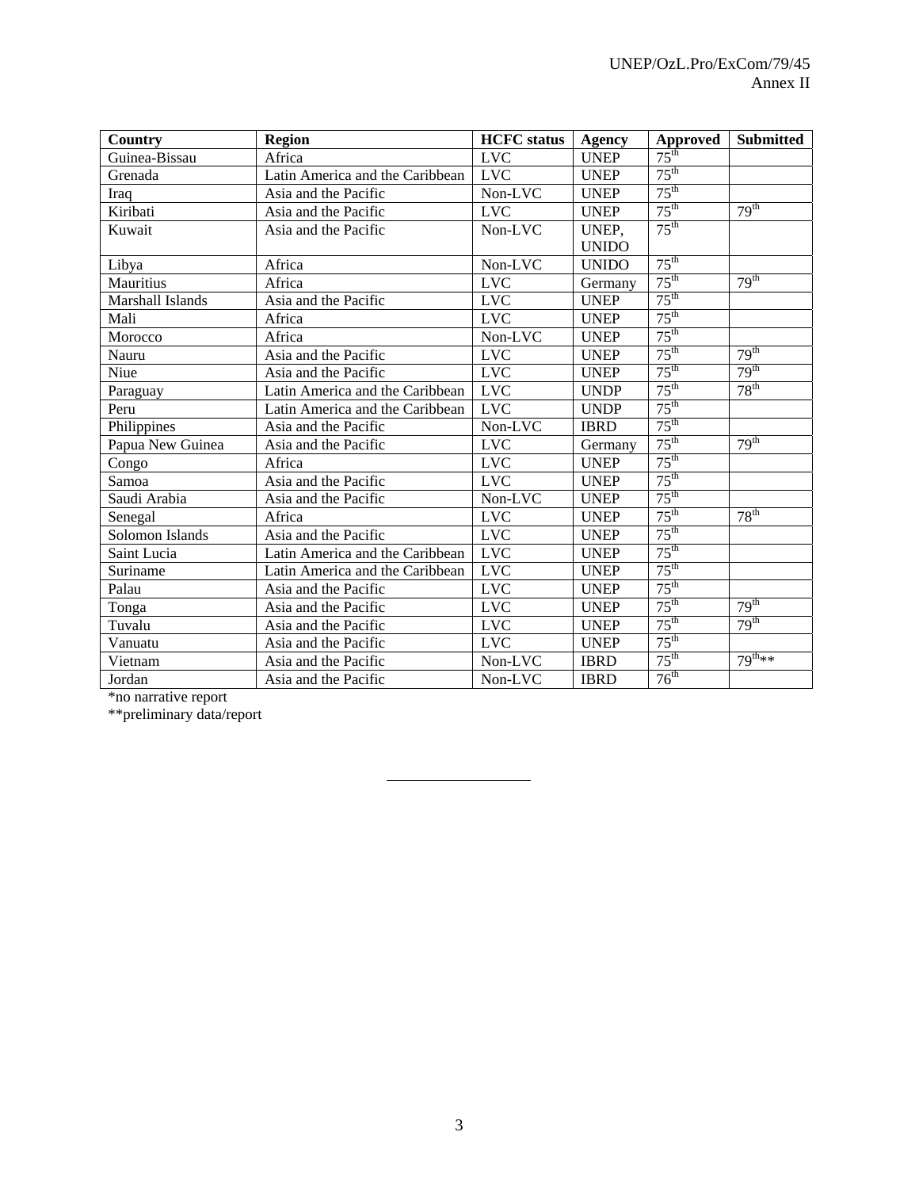| Country | Region | HCFC status | Agency | Approved | Submitted |
|---|---|---|---|---|---|
| Guinea-Bissau | Africa | LVC | UNEP | 75th | |
| Grenada | Latin America and the Caribbean | LVC | UNEP | 75th | |
| Iraq | Asia and the Pacific | Non-LVC | UNEP | 75th | |
| Kiribati | Asia and the Pacific | LVC | UNEP | 75th | 79th |
| Kuwait | Asia and the Pacific | Non-LVC | UNEP, UNIDO | 75th | |
| Libya | Africa | Non-LVC | UNIDO | 75th | |
| Mauritius | Africa | LVC | Germany | 75th | 79th |
| Marshall Islands | Asia and the Pacific | LVC | UNEP | 75th | |
| Mali | Africa | LVC | UNEP | 75th | |
| Morocco | Africa | Non-LVC | UNEP | 75th | |
| Nauru | Asia and the Pacific | LVC | UNEP | 75th | 79th |
| Niue | Asia and the Pacific | LVC | UNEP | 75th | 79th |
| Paraguay | Latin America and the Caribbean | LVC | UNDP | 75th | 78th |
| Peru | Latin America and the Caribbean | LVC | UNDP | 75th | |
| Philippines | Asia and the Pacific | Non-LVC | IBRD | 75th | |
| Papua New Guinea | Asia and the Pacific | LVC | Germany | 75th | 79th |
| Congo | Africa | LVC | UNEP | 75th | |
| Samoa | Asia and the Pacific | LVC | UNEP | 75th | |
| Saudi Arabia | Asia and the Pacific | Non-LVC | UNEP | 75th | |
| Senegal | Africa | LVC | UNEP | 75th | 78th |
| Solomon Islands | Asia and the Pacific | LVC | UNEP | 75th | |
| Saint Lucia | Latin America and the Caribbean | LVC | UNEP | 75th | |
| Suriname | Latin America and the Caribbean | LVC | UNEP | 75th | |
| Palau | Asia and the Pacific | LVC | UNEP | 75th | |
| Tonga | Asia and the Pacific | LVC | UNEP | 75th | 79th |
| Tuvalu | Asia and the Pacific | LVC | UNEP | 75th | 79th |
| Vanuatu | Asia and the Pacific | LVC | UNEP | 75th | |
| Vietnam | Asia and the Pacific | Non-LVC | IBRD | 75th | 79th** |
| Jordan | Asia and the Pacific | Non-LVC | IBRD | 76th | |

*no narrative report

**preliminary data/report